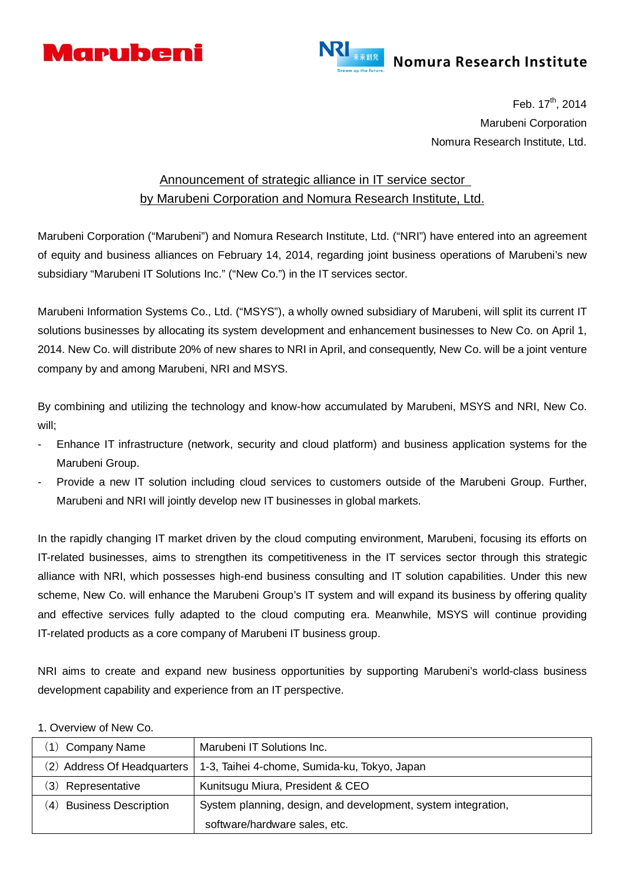Marubeni

NRI Nomura Research Institute

Feb. 17th, 2014
Marubeni Corporation
Nomura Research Institute, Ltd.

## Announcement of strategic alliance in IT service sector by Marubeni Corporation and Nomura Research Institute, Ltd.

Marubeni Corporation ("Marubeni") and Nomura Research Institute, Ltd. ("NRI") have entered into an agreement of equity and business alliances on February 14, 2014, regarding joint business operations of Marubeni's new subsidiary "Marubeni IT Solutions Inc." ("New Co.") in the IT services sector.

Marubeni Information Systems Co., Ltd. ("MSYS"), a wholly owned subsidiary of Marubeni, will split its current IT solutions businesses by allocating its system development and enhancement businesses to New Co. on April 1, 2014. New Co. will distribute 20% of new shares to NRI in April, and consequently, New Co. will be a joint venture company by and among Marubeni, NRI and MSYS.

By combining and utilizing the technology and know-how accumulated by Marubeni, MSYS and NRI, New Co. will;

- Enhance IT infrastructure (network, security and cloud platform) and business application systems for the Marubeni Group.
- Provide a new IT solution including cloud services to customers outside of the Marubeni Group. Further, Marubeni and NRI will jointly develop new IT businesses in global markets.

In the rapidly changing IT market driven by the cloud computing environment, Marubeni, focusing its efforts on IT-related businesses, aims to strengthen its competitiveness in the IT services sector through this strategic alliance with NRI, which possesses high-end business consulting and IT solution capabilities. Under this new scheme, New Co. will enhance the Marubeni Group's IT system and will expand its business by offering quality and effective services fully adapted to the cloud computing era. Meanwhile, MSYS will continue providing IT-related products as a core company of Marubeni IT business group.

NRI aims to create and expand new business opportunities by supporting Marubeni's world-class business development capability and experience from an IT perspective.

1. Overview of New Co.

| | |
|---|---|
| (1) Company Name | Marubeni IT Solutions Inc. |
| (2) Address Of Headquarters | 1-3, Taihei 4-chome, Sumida-ku, Tokyo, Japan |
| (3) Representative | Kunitsugu Miura, President & CEO |
| (4) Business Description | System planning, design, and development, system integration, software/hardware sales, etc. |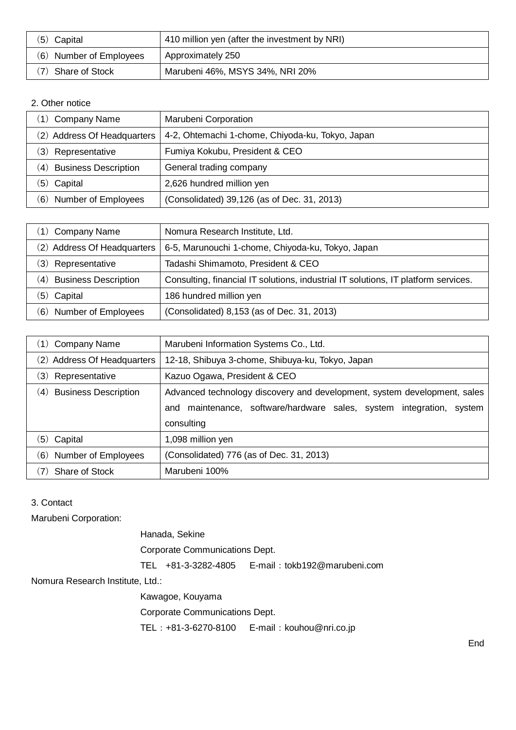| | |
|---|---|
| （5）Capital | 410 million yen (after the investment by NRI) |
| （6）Number of Employees | Approximately 250 |
| （7）Share of Stock | Marubeni 46%, MSYS 34%, NRI 20% |

2. Other notice

| | |
|---|---|
| （1）Company Name | Marubeni Corporation |
| （2）Address Of Headquarters | 4-2, Ohtemachi 1-chome, Chiyoda-ku, Tokyo, Japan |
| （3）Representative | Fumiya Kokubu, President & CEO |
| （4）Business Description | General trading company |
| （5）Capital | 2,626 hundred million yen |
| （6）Number of Employees | (Consolidated) 39,126 (as of Dec. 31, 2013) |

| | |
|---|---|
| （1）Company Name | Nomura Research Institute, Ltd. |
| （2）Address Of Headquarters | 6-5, Marunouchi 1-chome, Chiyoda-ku, Tokyo, Japan |
| （3）Representative | Tadashi Shimamoto, President & CEO |
| （4）Business Description | Consulting, financial IT solutions, industrial IT solutions, IT platform services. |
| （5）Capital | 186 hundred million yen |
| （6）Number of Employees | (Consolidated) 8,153 (as of Dec. 31, 2013) |

| | |
|---|---|
| （1）Company Name | Marubeni Information Systems Co., Ltd. |
| （2）Address Of Headquarters | 12-18, Shibuya 3-chome, Shibuya-ku, Tokyo, Japan |
| （3）Representative | Kazuo Ogawa, President & CEO |
| （4）Business Description | Advanced technology discovery and development, system development, sales and maintenance, software/hardware sales, system integration, system consulting |
| （5）Capital | 1,098 million yen |
| （6）Number of Employees | (Consolidated) 776 (as of Dec. 31, 2013) |
| （7）Share of Stock | Marubeni 100% |

3. Contact

Marubeni Corporation:

Hanada, Sekine
Corporate Communications Dept.
TEL　+81-3-3282-4805　E-mail：tokb192@marubeni.com

Nomura Research Institute, Ltd.:

Kawagoe, Kouyama
Corporate Communications Dept.
TEL：+81-3-6270-8100　E-mail：kouhou@nri.co.jp

End